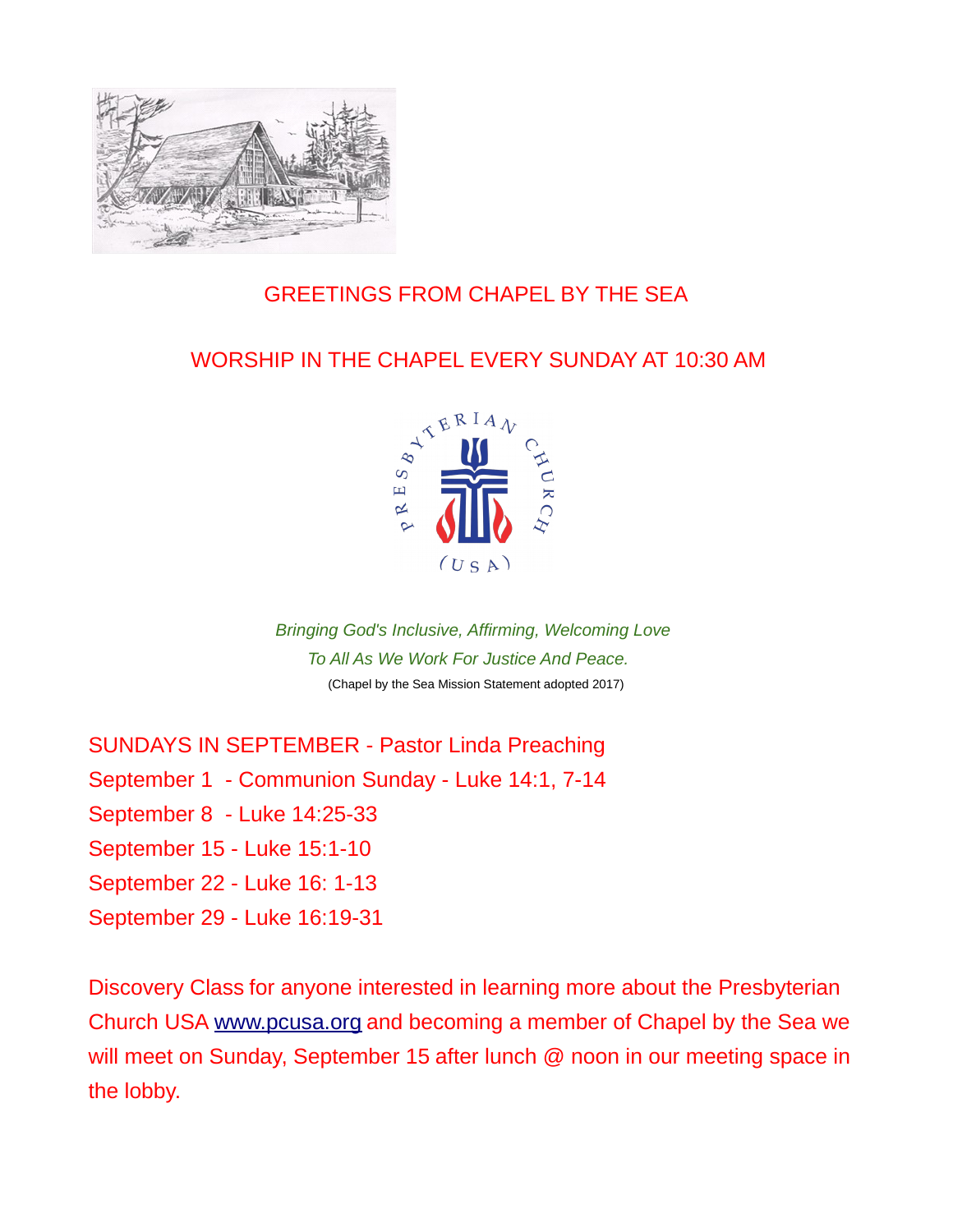## GREETINGS FROM CHAPEL BY THE SEA

## WORSHIP IN THE CHAPEL EVERY SUNDAY AT 10:30 AM

*Bringing God's Inclusive, Affirming, Welcoming Love*
*To All As We Work For Justice And Peace.*
(Chapel by the Sea Mission Statement adopted 2017)

SUNDAYS IN SEPTEMBER - Pastor Linda Preaching
September 1 - Communion Sunday - Luke 14:1, 7-14
September 8 - Luke 14:25-33
September 15 - Luke 15:1-10
September 22 - Luke 16: 1-13
September 29 - Luke 16:19-31

Discovery Class for anyone interested in learning more about the Presbyterian Church USA www.pcusa.org and becoming a member of Chapel by the Sea we will meet on Sunday, September 15 after lunch @ noon in our meeting space in the lobby.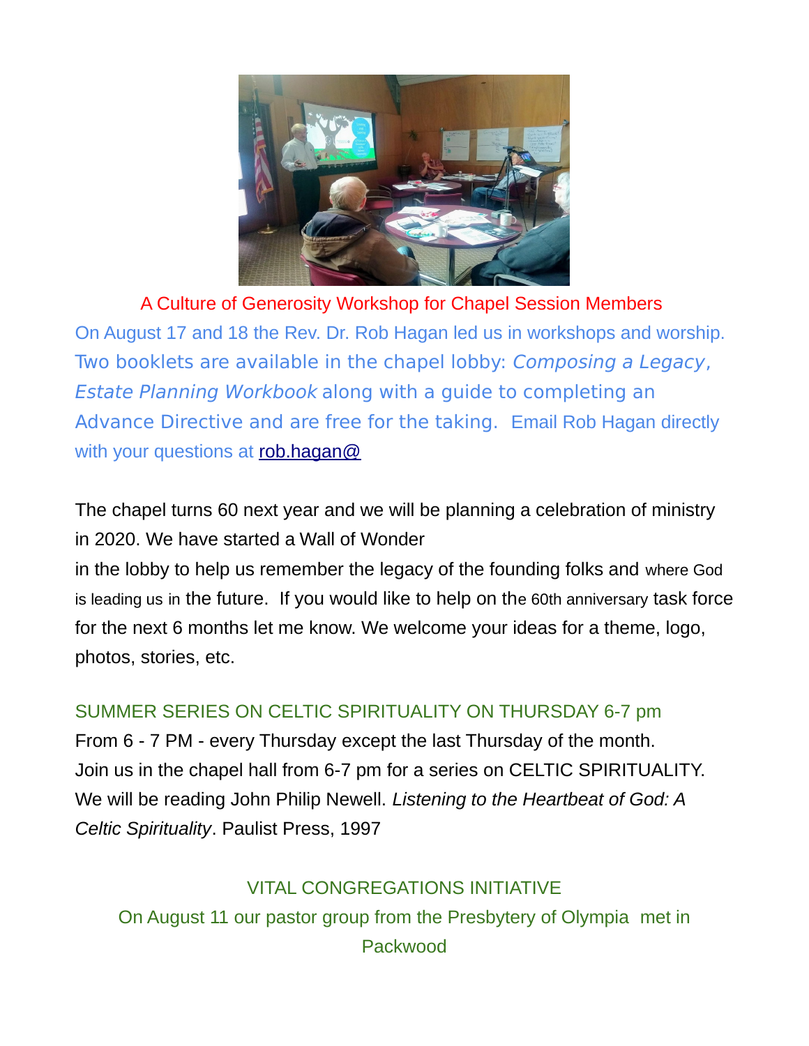A Culture of Generosity Workshop for Chapel Session Members

On August 17 and 18 the Rev. Dr. Rob Hagan led us in workshops and worship. Two booklets are available in the chapel lobby: *Composing a Legacy, Estate Planning Workbook* along with a guide to completing an Advance Directive and are free for the taking. Email Rob Hagan directly with your questions at rob.hagan@

The chapel turns 60 next year and we will be planning a celebration of ministry in 2020. We have started a Wall of Wonder in the lobby to help us remember the legacy of the founding folks and where God is leading us in the future. If you would like to help on the 60th anniversary task force for the next 6 months let me know. We welcome your ideas for a theme, logo, photos, stories, etc.

SUMMER SERIES ON CELTIC SPIRITUALITY ON THURSDAY 6-7 pm

From 6 - 7 PM - every Thursday except the last Thursday of the month. Join us in the chapel hall from 6-7 pm for a series on CELTIC SPIRITUALITY. We will be reading John Philip Newell. *Listening to the Heartbeat of God: A Celtic Spirituality*. Paulist Press, 1997

VITAL CONGREGATIONS INITIATIVE

On August 11 our pastor group from the Presbytery of Olympia met in Packwood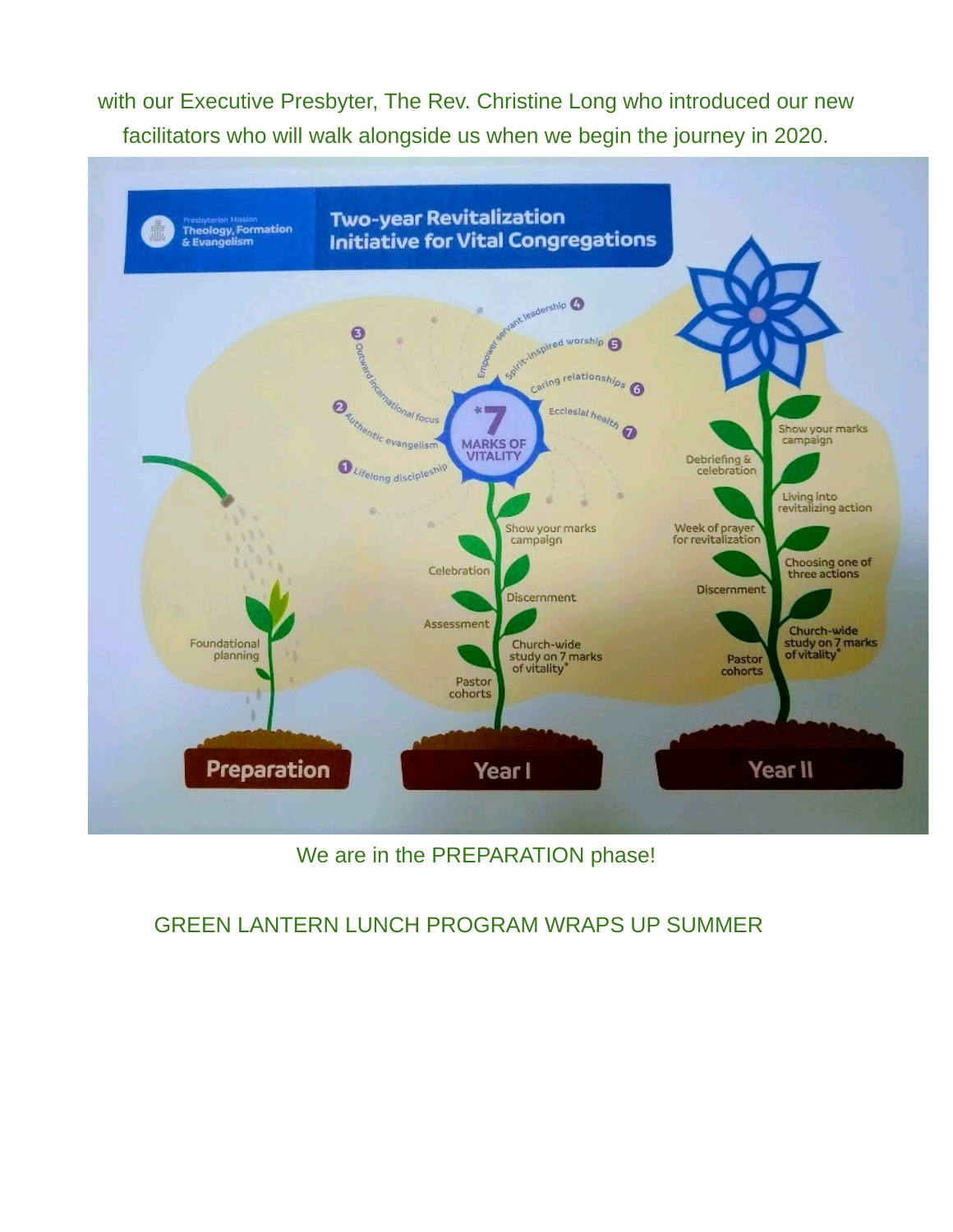with our Executive Presbyter, The Rev. Christine Long who introduced our new facilitators who will walk alongside us when we begin the journey in 2020.

Presbyterian Mission
Theology, Formation & Evangelism

**Two-year Revitalization Initiative for Vital Congregations**

*7 MARKS OF VITALITY

1. Lifelong discipleship
2. Authentic evangelism
3. Outward incarnational focus
4. Empower servant leadership
5. Spirit-inspired worship
6. Caring relationships
7. Ecclesial health

**Preparation**

- Foundational planning

**Year I**

- Pastor cohorts
- Church-wide study on 7 marks of vitality*
- Assessment
- Discernment
- Celebration
- Show your marks campaign

**Year II**

- Pastor cohorts
- Church-wide study on 7 marks of vitality*
- Discernment
- Choosing one of three actions
- Week of prayer for revitalization
- Living into revitalizing action
- Debriefing & celebration
- Show your marks campaign

We are in the PREPARATION phase!

GREEN LANTERN LUNCH PROGRAM WRAPS UP SUMMER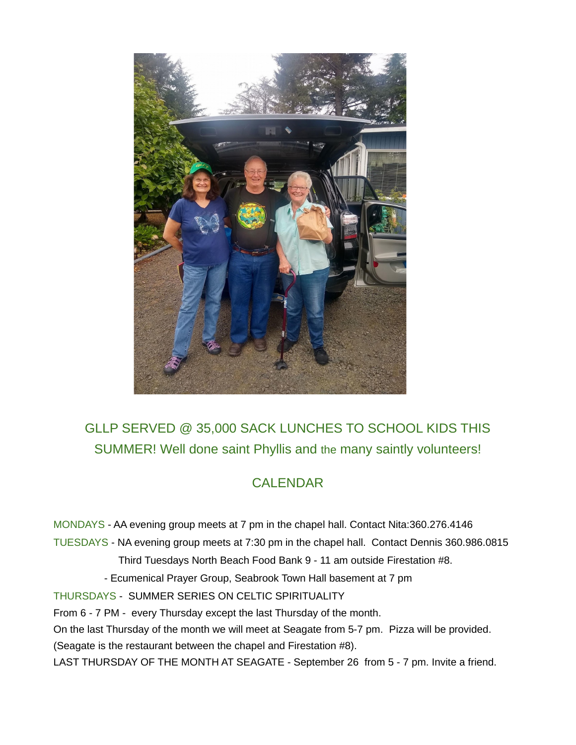GLLP SERVED @ 35,000 SACK LUNCHES TO SCHOOL KIDS THIS SUMMER! Well done saint Phyllis and the many saintly volunteers!

## CALENDAR

MONDAYS - AA evening group meets at 7 pm in the chapel hall. Contact Nita:360.276.4146

TUESDAYS - NA evening group meets at 7:30 pm in the chapel hall. Contact Dennis 360.986.0815

Third Tuesdays North Beach Food Bank 9 - 11 am outside Firestation #8.

- Ecumenical Prayer Group, Seabrook Town Hall basement at 7 pm

THURSDAYS - SUMMER SERIES ON CELTIC SPIRITUALITY

From 6 - 7 PM - every Thursday except the last Thursday of the month.

On the last Thursday of the month we will meet at Seagate from 5-7 pm. Pizza will be provided.

(Seagate is the restaurant between the chapel and Firestation #8).

LAST THURSDAY OF THE MONTH AT SEAGATE - September 26 from 5 - 7 pm. Invite a friend.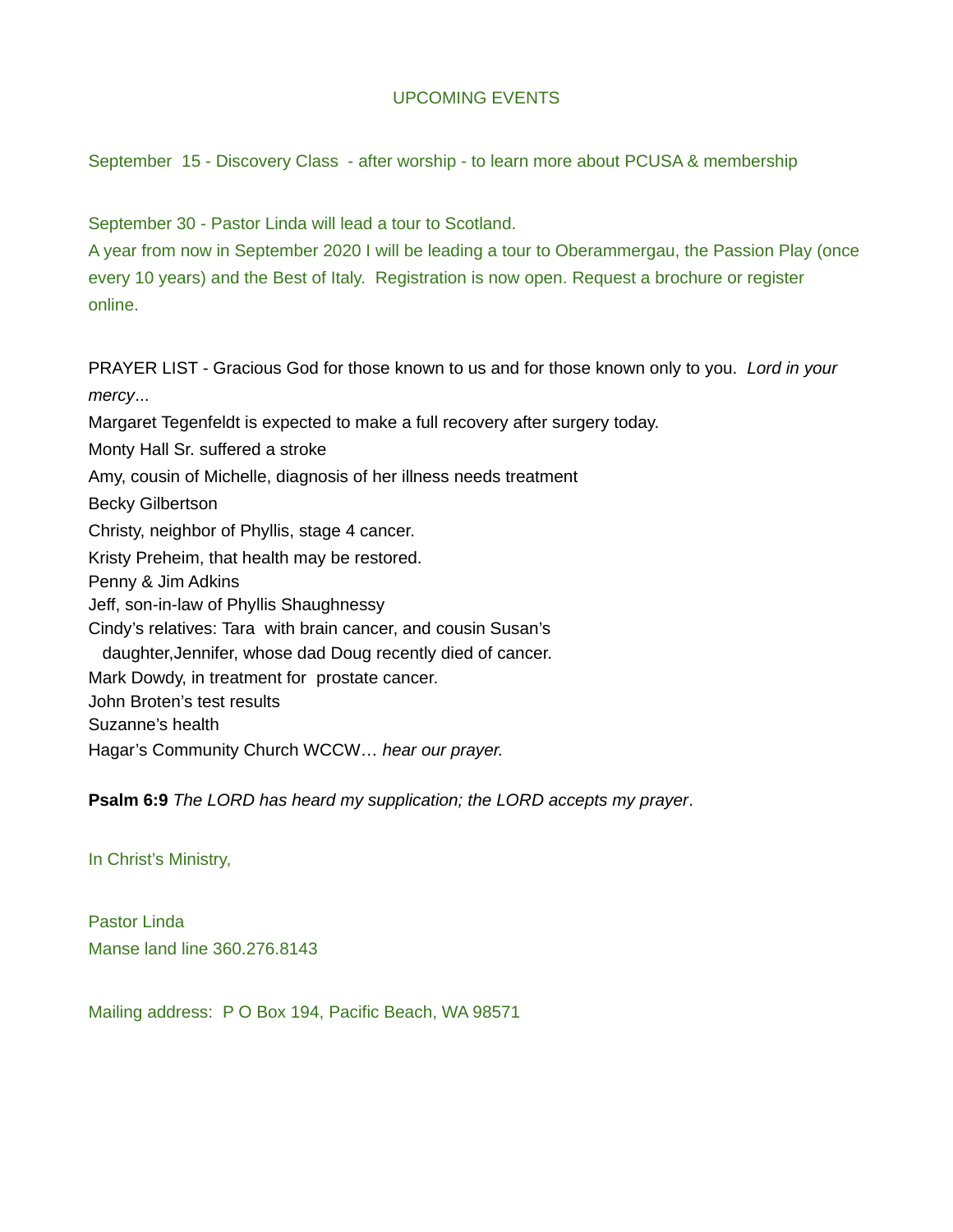UPCOMING EVENTS

September 15 - Discovery Class - after worship - to learn more about PCUSA & membership

September 30 - Pastor Linda will lead a tour to Scotland.
A year from now in September 2020 I will be leading a tour to Oberammergau, the Passion Play (once every 10 years) and the Best of Italy. Registration is now open. Request a brochure or register online.

PRAYER LIST - Gracious God for those known to us and for those known only to you. *Lord in your mercy*...
Margaret Tegenfeldt is expected to make a full recovery after surgery today.
Monty Hall Sr. suffered a stroke
Amy, cousin of Michelle, diagnosis of her illness needs treatment
Becky Gilbertson
Christy, neighbor of Phyllis, stage 4 cancer.
Kristy Preheim, that health may be restored.
Penny & Jim Adkins
Jeff, son-in-law of Phyllis Shaughnessy
Cindy's relatives: Tara with brain cancer, and cousin Susan's
daughter,Jennifer, whose dad Doug recently died of cancer.
Mark Dowdy, in treatment for prostate cancer.
John Broten's test results
Suzanne's health
Hagar's Community Church WCCW… *hear our prayer.*

**Psalm 6:9** *The LORD has heard my supplication; the LORD accepts my prayer*.

In Christ's Ministry,

Pastor Linda
Manse land line 360.276.8143

Mailing address: P O Box 194, Pacific Beach, WA 98571